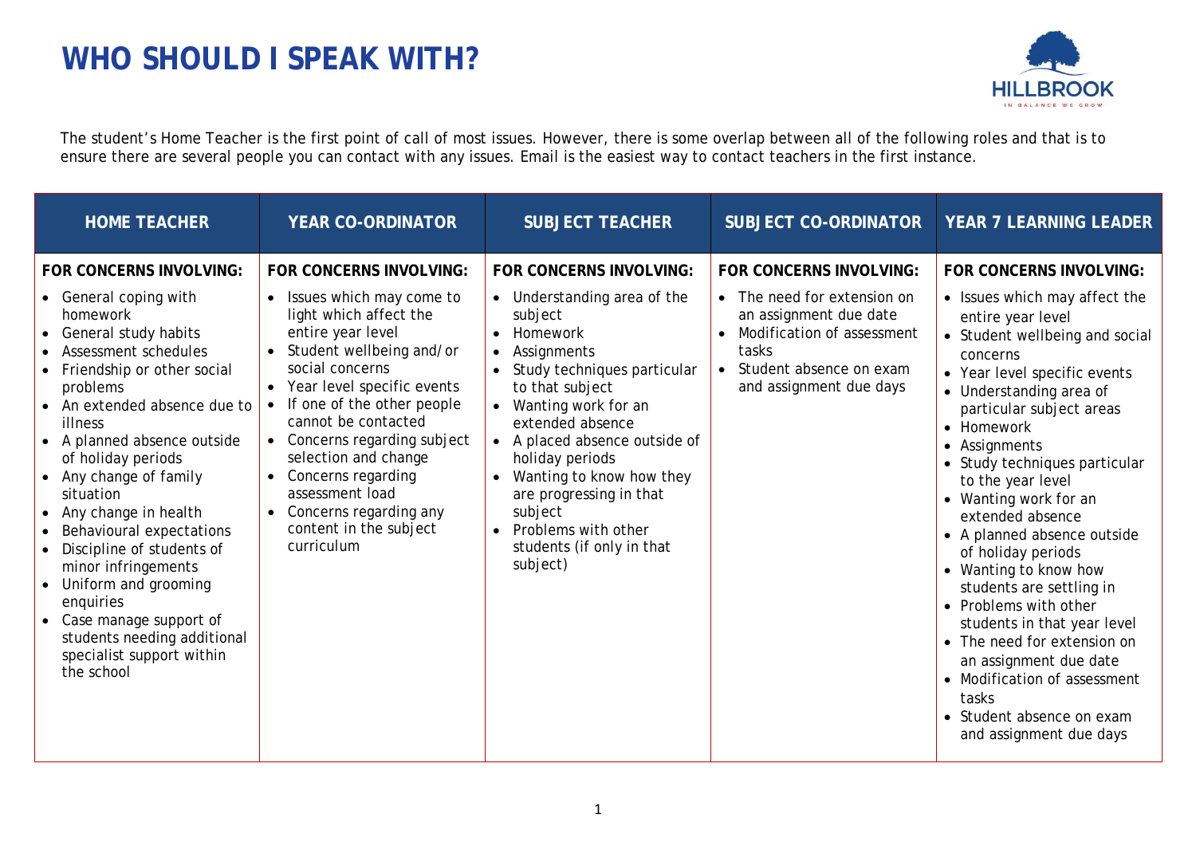# WHO SHOULD I SPEAK WITH?

HILLBROOK
IN BALANCE WE GROW

The student's Home Teacher is the first point of call of most issues. However, there is some overlap between all of the following roles and that is to ensure there are several people you can contact with any issues. Email is the easiest way to contact teachers in the first instance.

| HOME TEACHER | YEAR CO-ORDINATOR | SUBJECT TEACHER | SUBJECT CO-ORDINATOR | YEAR 7 LEARNING LEADER |
|---|---|---|---|---|
| **FOR CONCERNS INVOLVING:**<br>• General coping with homework<br>• General study habits<br>• Assessment schedules<br>• Friendship or other social problems<br>• An extended absence due to illness<br>• A planned absence outside of holiday periods<br>• Any change of family situation<br>• Any change in health<br>• Behavioural expectations<br>• Discipline of students of minor infringements<br>• Uniform and grooming enquiries<br>• Case manage support of students needing additional specialist support within the school | **FOR CONCERNS INVOLVING:**<br>• Issues which may come to light which affect the entire year level<br>• Student wellbeing and/or social concerns<br>• Year level specific events<br>• If one of the other people cannot be contacted<br>• Concerns regarding subject selection and change<br>• Concerns regarding assessment load<br>• Concerns regarding any content in the subject curriculum | **FOR CONCERNS INVOLVING:**<br>• Understanding area of the subject<br>• Homework<br>• Assignments<br>• Study techniques particular to that subject<br>• Wanting work for an extended absence<br>• A placed absence outside of holiday periods<br>• Wanting to know how they are progressing in that subject<br>• Problems with other students (if only in that subject) | **FOR CONCERNS INVOLVING:**<br>• The need for extension on an assignment due date<br>• Modification of assessment tasks<br>• Student absence on exam and assignment due days | **FOR CONCERNS INVOLVING:**<br>• Issues which may affect the entire year level<br>• Student wellbeing and social concerns<br>• Year level specific events<br>• Understanding area of particular subject areas<br>• Homework<br>• Assignments<br>• Study techniques particular to the year level<br>• Wanting work for an extended absence<br>• A planned absence outside of holiday periods<br>• Wanting to know how students are settling in<br>• Problems with other students in that year level<br>• The need for extension on an assignment due date<br>• Modification of assessment tasks<br>• Student absence on exam and assignment due days |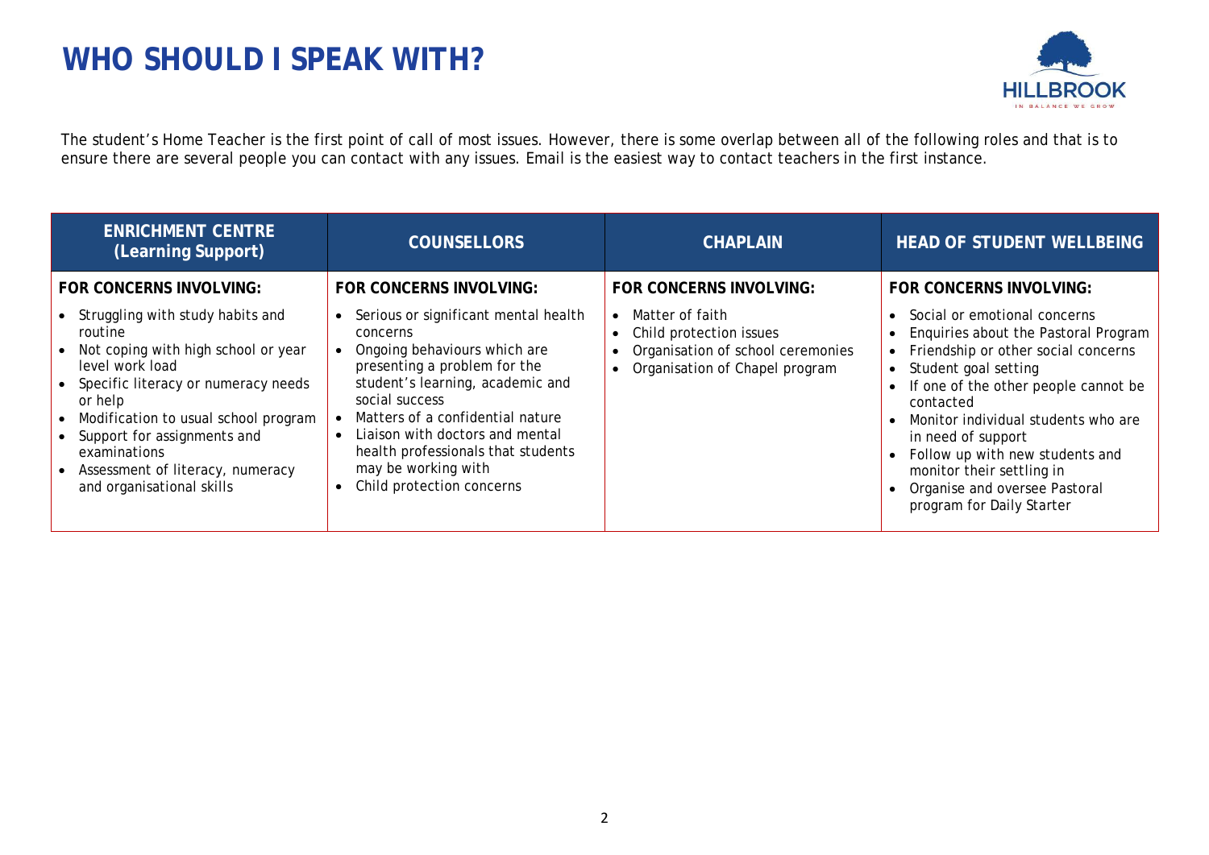# WHO SHOULD I SPEAK WITH?

The student's Home Teacher is the first point of call of most issues. However, there is some overlap between all of the following roles and that is to ensure there are several people you can contact with any issues. Email is the easiest way to contact teachers in the first instance.

| ENRICHMENT CENTRE (Learning Support) | COUNSELLORS | CHAPLAIN | HEAD OF STUDENT WELLBEING |
| --- | --- | --- | --- |
| **FOR CONCERNS INVOLVING:**<br>• Struggling with study habits and routine<br>• Not coping with high school or year level work load<br>• Specific literacy or numeracy needs or help<br>• Modification to usual school program<br>• Support for assignments and examinations<br>• Assessment of literacy, numeracy and organisational skills | **FOR CONCERNS INVOLVING:**<br>• Serious or significant mental health concerns<br>• Ongoing behaviours which are presenting a problem for the student's learning, academic and social success<br>• Matters of a confidential nature<br>• Liaison with doctors and mental health professionals that students may be working with<br>• Child protection concerns | **FOR CONCERNS INVOLVING:**<br>• Matter of faith<br>• Child protection issues<br>• Organisation of school ceremonies<br>• Organisation of Chapel program | **FOR CONCERNS INVOLVING:**<br>• Social or emotional concerns<br>• Enquiries about the Pastoral Program<br>• Friendship or other social concerns<br>• Student goal setting<br>• If one of the other people cannot be contacted<br>• Monitor individual students who are in need of support<br>• Follow up with new students and monitor their settling in<br>• Organise and oversee Pastoral program for Daily Starter |